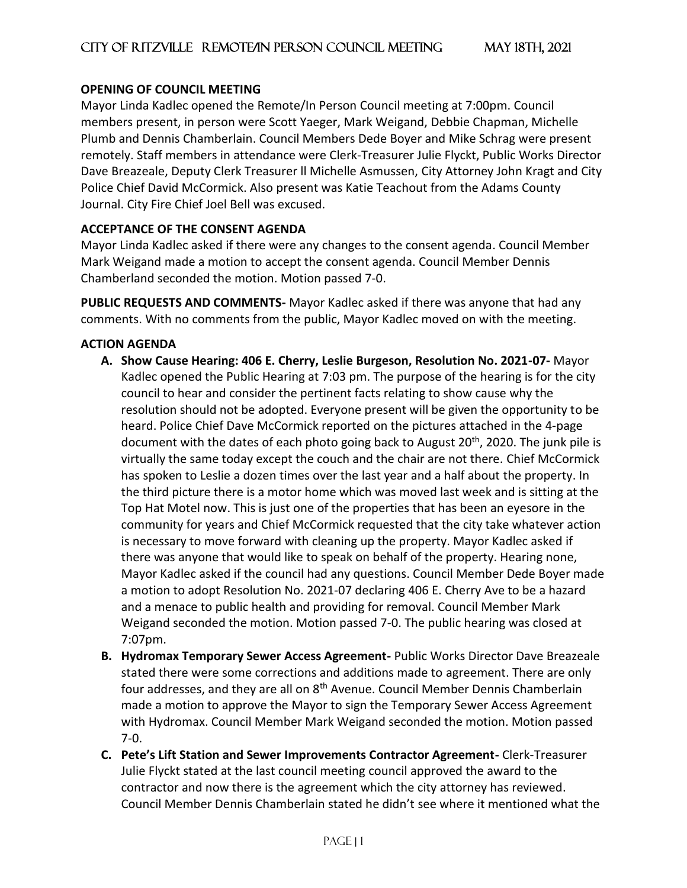## OPENING OF COUNCIL MEETING

Mayor Linda Kadlec opened the Remote/In Person Council meeting at 7:00pm. Council members present, in person were Scott Yaeger, Mark Weigand, Debbie Chapman, Michelle Plumb and Dennis Chamberlain. Council Members Dede Boyer and Mike Schrag were present remotely. Staff members in attendance were Clerk-Treasurer Julie Flyckt, Public Works Director Dave Breazeale, Deputy Clerk Treasurer ll Michelle Asmussen, City Attorney John Kragt and City Police Chief David McCormick. Also present was Katie Teachout from the Adams County Journal. City Fire Chief Joel Bell was excused.

## ACCEPTANCE OF THE CONSENT AGENDA

Mayor Linda Kadlec asked if there were any changes to the consent agenda. Council Member Mark Weigand made a motion to accept the consent agenda. Council Member Dennis Chamberland seconded the motion. Motion passed 7-0.

**PUBLIC REQUESTS AND COMMENTS-** Mayor Kadlec asked if there was anyone that had any comments. With no comments from the public, Mayor Kadlec moved on with the meeting.

## ACTION AGENDA

- **A. Show Cause Hearing: 406 E. Cherry, Leslie Burgeson, Resolution No. 2021-07-** Mayor Kadlec opened the Public Hearing at 7:03 pm. The purpose of the hearing is for the city council to hear and consider the pertinent facts relating to show cause why the resolution should not be adopted. Everyone present will be given the opportunity to be heard. Police Chief Dave McCormick reported on the pictures attached in the 4-page document with the dates of each photo going back to August 20th, 2020. The junk pile is virtually the same today except the couch and the chair are not there. Chief McCormick has spoken to Leslie a dozen times over the last year and a half about the property. In the third picture there is a motor home which was moved last week and is sitting at the Top Hat Motel now. This is just one of the properties that has been an eyesore in the community for years and Chief McCormick requested that the city take whatever action is necessary to move forward with cleaning up the property. Mayor Kadlec asked if there was anyone that would like to speak on behalf of the property. Hearing none, Mayor Kadlec asked if the council had any questions. Council Member Dede Boyer made a motion to adopt Resolution No. 2021-07 declaring 406 E. Cherry Ave to be a hazard and a menace to public health and providing for removal. Council Member Mark Weigand seconded the motion. Motion passed 7-0. The public hearing was closed at 7:07pm.
- **B. Hydromax Temporary Sewer Access Agreement-** Public Works Director Dave Breazeale stated there were some corrections and additions made to agreement. There are only four addresses, and they are all on 8th Avenue. Council Member Dennis Chamberlain made a motion to approve the Mayor to sign the Temporary Sewer Access Agreement with Hydromax. Council Member Mark Weigand seconded the motion. Motion passed 7-0.
- **C. Pete's Lift Station and Sewer Improvements Contractor Agreement-** Clerk-Treasurer Julie Flyckt stated at the last council meeting council approved the award to the contractor and now there is the agreement which the city attorney has reviewed. Council Member Dennis Chamberlain stated he didn't see where it mentioned what the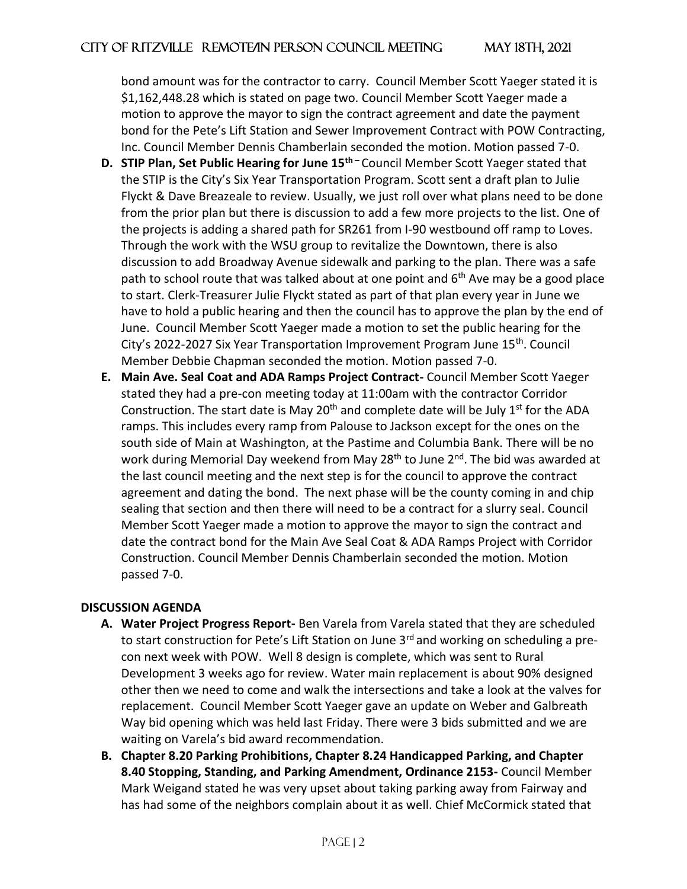bond amount was for the contractor to carry. Council Member Scott Yaeger stated it is \$1,162,448.28 which is stated on page two. Council Member Scott Yaeger made a motion to approve the mayor to sign the contract agreement and date the payment bond for the Pete's Lift Station and Sewer Improvement Contract with POW Contracting, Inc. Council Member Dennis Chamberlain seconded the motion. Motion passed 7-0.

D. **STIP Plan, Set Public Hearing for June 15th** – Council Member Scott Yaeger stated that the STIP is the City's Six Year Transportation Program. Scott sent a draft plan to Julie Flyckt & Dave Breazeale to review. Usually, we just roll over what plans need to be done from the prior plan but there is discussion to add a few more projects to the list. One of the projects is adding a shared path for SR261 from I-90 westbound off ramp to Loves. Through the work with the WSU group to revitalize the Downtown, there is also discussion to add Broadway Avenue sidewalk and parking to the plan. There was a safe path to school route that was talked about at one point and 6th Ave may be a good place to start. Clerk-Treasurer Julie Flyckt stated as part of that plan every year in June we have to hold a public hearing and then the council has to approve the plan by the end of June. Council Member Scott Yaeger made a motion to set the public hearing for the City's 2022-2027 Six Year Transportation Improvement Program June 15th. Council Member Debbie Chapman seconded the motion. Motion passed 7-0.

E. **Main Ave. Seal Coat and ADA Ramps Project Contract-** Council Member Scott Yaeger stated they had a pre-con meeting today at 11:00am with the contractor Corridor Construction. The start date is May 20th and complete date will be July 1st for the ADA ramps. This includes every ramp from Palouse to Jackson except for the ones on the south side of Main at Washington, at the Pastime and Columbia Bank. There will be no work during Memorial Day weekend from May 28th to June 2nd. The bid was awarded at the last council meeting and the next step is for the council to approve the contract agreement and dating the bond. The next phase will be the county coming in and chip sealing that section and then there will need to be a contract for a slurry seal. Council Member Scott Yaeger made a motion to approve the mayor to sign the contract and date the contract bond for the Main Ave Seal Coat & ADA Ramps Project with Corridor Construction. Council Member Dennis Chamberlain seconded the motion. Motion passed 7-0.

**DISCUSSION AGENDA**

A. **Water Project Progress Report-** Ben Varela from Varela stated that they are scheduled to start construction for Pete's Lift Station on June 3rd and working on scheduling a pre-con next week with POW. Well 8 design is complete, which was sent to Rural Development 3 weeks ago for review. Water main replacement is about 90% designed other then we need to come and walk the intersections and take a look at the valves for replacement. Council Member Scott Yaeger gave an update on Weber and Galbreath Way bid opening which was held last Friday. There were 3 bids submitted and we are waiting on Varela's bid award recommendation.

B. **Chapter 8.20 Parking Prohibitions, Chapter 8.24 Handicapped Parking, and Chapter 8.40 Stopping, Standing, and Parking Amendment, Ordinance 2153-** Council Member Mark Weigand stated he was very upset about taking parking away from Fairway and has had some of the neighbors complain about it as well. Chief McCormick stated that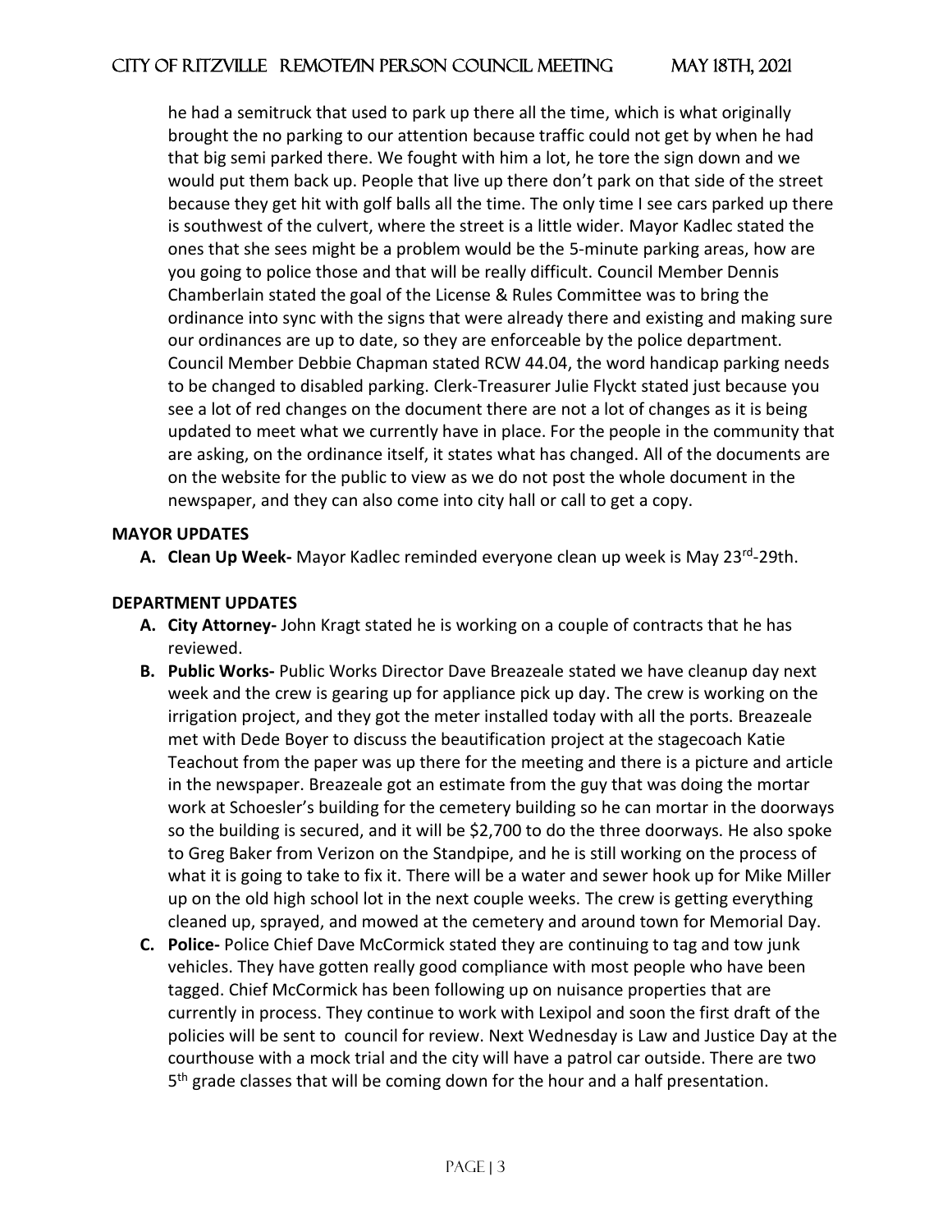he had a semitruck that used to park up there all the time, which is what originally brought the no parking to our attention because traffic could not get by when he had that big semi parked there. We fought with him a lot, he tore the sign down and we would put them back up. People that live up there don't park on that side of the street because they get hit with golf balls all the time. The only time I see cars parked up there is southwest of the culvert, where the street is a little wider. Mayor Kadlec stated the ones that she sees might be a problem would be the 5-minute parking areas, how are you going to police those and that will be really difficult. Council Member Dennis Chamberlain stated the goal of the License & Rules Committee was to bring the ordinance into sync with the signs that were already there and existing and making sure our ordinances are up to date, so they are enforceable by the police department. Council Member Debbie Chapman stated RCW 44.04, the word handicap parking needs to be changed to disabled parking. Clerk-Treasurer Julie Flyckt stated just because you see a lot of red changes on the document there are not a lot of changes as it is being updated to meet what we currently have in place. For the people in the community that are asking, on the ordinance itself, it states what has changed. All of the documents are on the website for the public to view as we do not post the whole document in the newspaper, and they can also come into city hall or call to get a copy.

**MAYOR UPDATES**

**A. Clean Up Week-** Mayor Kadlec reminded everyone clean up week is May 23rd-29th.

**DEPARTMENT UPDATES**

**A. City Attorney-** John Kragt stated he is working on a couple of contracts that he has reviewed.

**B. Public Works-** Public Works Director Dave Breazeale stated we have cleanup day next week and the crew is gearing up for appliance pick up day. The crew is working on the irrigation project, and they got the meter installed today with all the ports. Breazeale met with Dede Boyer to discuss the beautification project at the stagecoach Katie Teachout from the paper was up there for the meeting and there is a picture and article in the newspaper. Breazeale got an estimate from the guy that was doing the mortar work at Schoesler's building for the cemetery building so he can mortar in the doorways so the building is secured, and it will be $2,700 to do the three doorways. He also spoke to Greg Baker from Verizon on the Standpipe, and he is still working on the process of what it is going to take to fix it. There will be a water and sewer hook up for Mike Miller up on the old high school lot in the next couple weeks. The crew is getting everything cleaned up, sprayed, and mowed at the cemetery and around town for Memorial Day.

**C. Police-** Police Chief Dave McCormick stated they are continuing to tag and tow junk vehicles. They have gotten really good compliance with most people who have been tagged. Chief McCormick has been following up on nuisance properties that are currently in process. They continue to work with Lexipol and soon the first draft of the policies will be sent to council for review. Next Wednesday is Law and Justice Day at the courthouse with a mock trial and the city will have a patrol car outside. There are two 5th grade classes that will be coming down for the hour and a half presentation.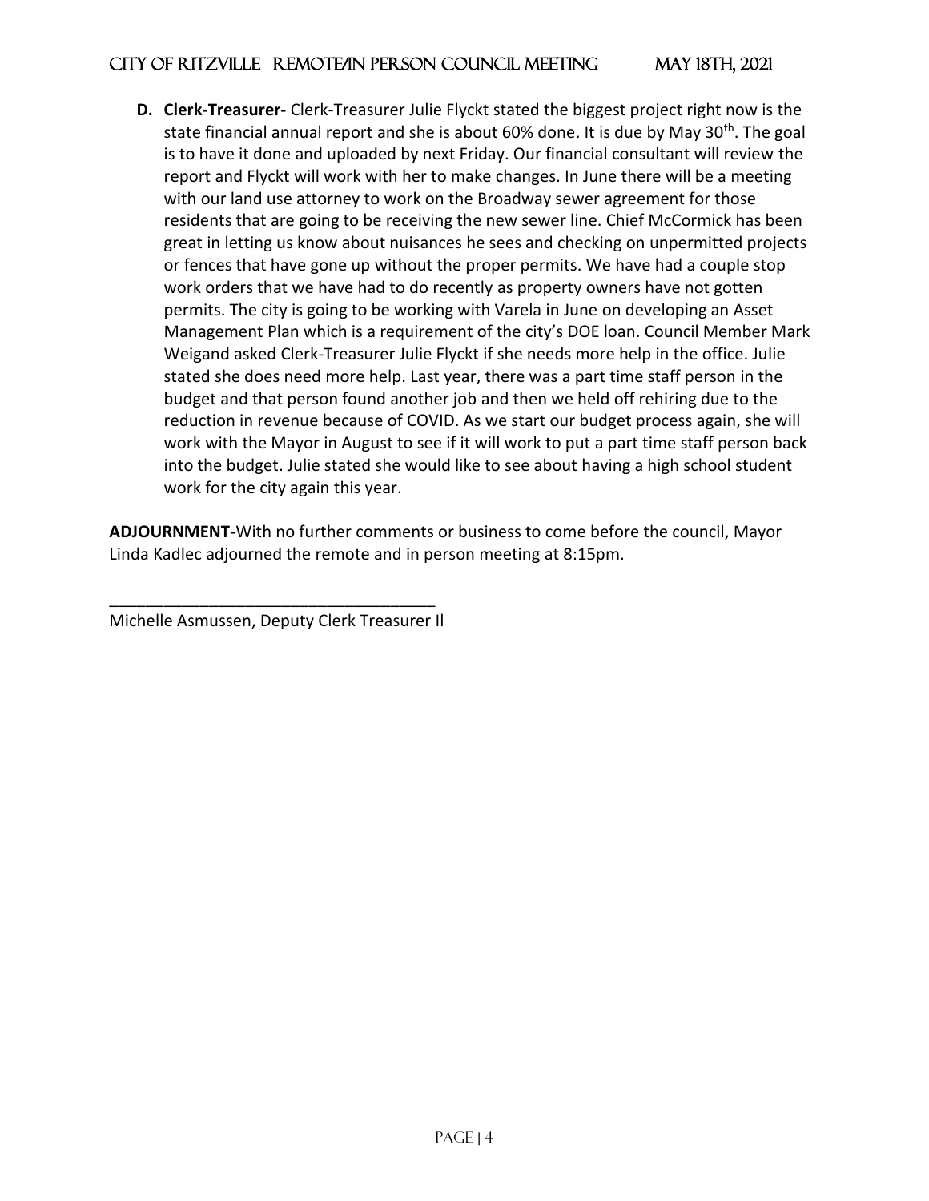**D. Clerk-Treasurer-** Clerk-Treasurer Julie Flyckt stated the biggest project right now is the state financial annual report and she is about 60% done. It is due by May 30th. The goal is to have it done and uploaded by next Friday. Our financial consultant will review the report and Flyckt will work with her to make changes. In June there will be a meeting with our land use attorney to work on the Broadway sewer agreement for those residents that are going to be receiving the new sewer line. Chief McCormick has been great in letting us know about nuisances he sees and checking on unpermitted projects or fences that have gone up without the proper permits. We have had a couple stop work orders that we have had to do recently as property owners have not gotten permits. The city is going to be working with Varela in June on developing an Asset Management Plan which is a requirement of the city's DOE loan. Council Member Mark Weigand asked Clerk-Treasurer Julie Flyckt if she needs more help in the office. Julie stated she does need more help. Last year, there was a part time staff person in the budget and that person found another job and then we held off rehiring due to the reduction in revenue because of COVID. As we start our budget process again, she will work with the Mayor in August to see if it will work to put a part time staff person back into the budget. Julie stated she would like to see about having a high school student work for the city again this year.

**ADJOURNMENT-**With no further comments or business to come before the council, Mayor Linda Kadlec adjourned the remote and in person meeting at 8:15pm.

_____________________________________
Michelle Asmussen, Deputy Clerk Treasurer II